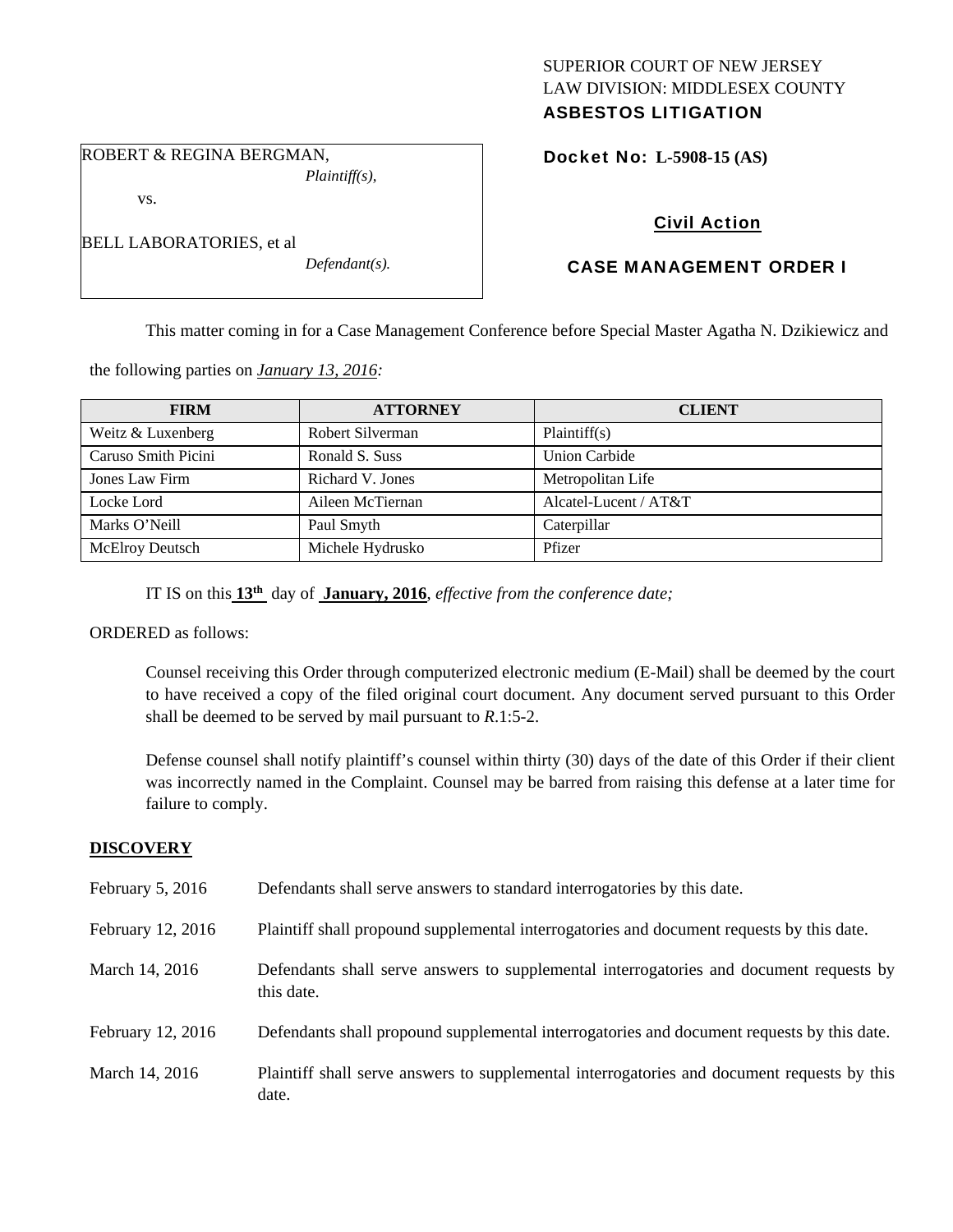SUPERIOR COURT OF NEW JERSEY
LAW DIVISION: MIDDLESEX COUNTY
**ASBESTOS LITIGATION**

ROBERT & REGINA BERGMAN,
*Plaintiff(s),*

vs.

BELL LABORATORIES, et al
*Defendant(s).*

**Docket No: L-5908-15 (AS)**

**Civil Action**

**CASE MANAGEMENT ORDER I**

This matter coming in for a Case Management Conference before Special Master Agatha N. Dzikiewicz and the following parties on *January 13, 2016:*

| FIRM | ATTORNEY | CLIENT |
|---|---|---|
| Weitz & Luxenberg | Robert Silverman | Plaintiff(s) |
| Caruso Smith Picini | Ronald S. Suss | Union Carbide |
| Jones Law Firm | Richard V. Jones | Metropolitan Life |
| Locke Lord | Aileen McTiernan | Alcatel-Lucent / AT&T |
| Marks O'Neill | Paul Smyth | Caterpillar |
| McElroy Deutsch | Michele Hydrusko | Pfizer |

IT IS on this **13th** day of **January, 2016**, *effective from the conference date;*

ORDERED as follows:

Counsel receiving this Order through computerized electronic medium (E-Mail) shall be deemed by the court to have received a copy of the filed original court document. Any document served pursuant to this Order shall be deemed to be served by mail pursuant to *R*.1:5-2.

Defense counsel shall notify plaintiff's counsel within thirty (30) days of the date of this Order if their client was incorrectly named in the Complaint. Counsel may be barred from raising this defense at a later time for failure to comply.

## DISCOVERY

| | |
|---|---|
| February 5, 2016 | Defendants shall serve answers to standard interrogatories by this date. |
| February 12, 2016 | Plaintiff shall propound supplemental interrogatories and document requests by this date. |
| March 14, 2016 | Defendants shall serve answers to supplemental interrogatories and document requests by this date. |
| February 12, 2016 | Defendants shall propound supplemental interrogatories and document requests by this date. |
| March 14, 2016 | Plaintiff shall serve answers to supplemental interrogatories and document requests by this date. |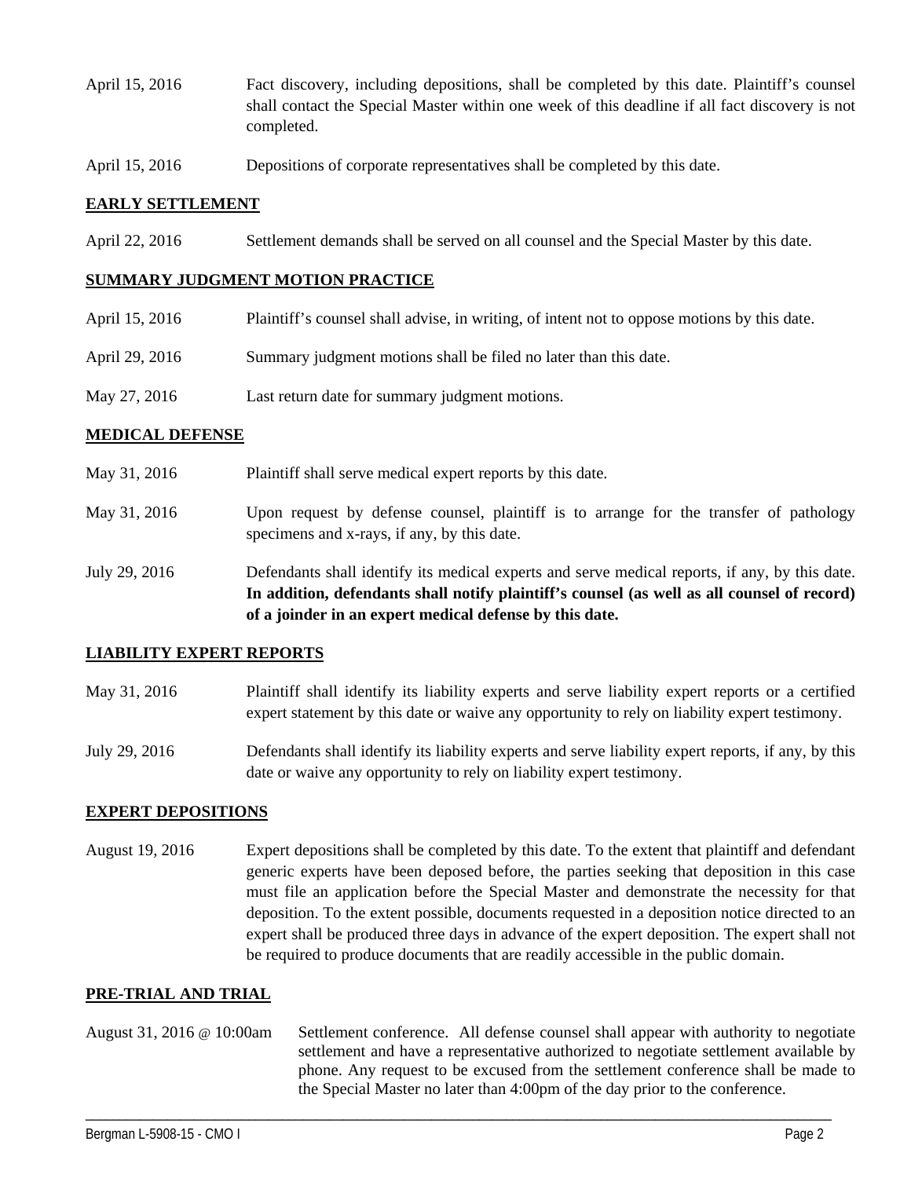April 15, 2016 Fact discovery, including depositions, shall be completed by this date. Plaintiff's counsel shall contact the Special Master within one week of this deadline if all fact discovery is not completed.

April 15, 2016 Depositions of corporate representatives shall be completed by this date.

**EARLY SETTLEMENT**

April 22, 2016 Settlement demands shall be served on all counsel and the Special Master by this date.

**SUMMARY JUDGMENT MOTION PRACTICE**

April 15, 2016 Plaintiff's counsel shall advise, in writing, of intent not to oppose motions by this date.

April 29, 2016 Summary judgment motions shall be filed no later than this date.

May 27, 2016 Last return date for summary judgment motions.

**MEDICAL DEFENSE**

May 31, 2016 Plaintiff shall serve medical expert reports by this date.

May 31, 2016 Upon request by defense counsel, plaintiff is to arrange for the transfer of pathology specimens and x-rays, if any, by this date.

July 29, 2016 Defendants shall identify its medical experts and serve medical reports, if any, by this date. **In addition, defendants shall notify plaintiff's counsel (as well as all counsel of record) of a joinder in an expert medical defense by this date.**

**LIABILITY EXPERT REPORTS**

May 31, 2016 Plaintiff shall identify its liability experts and serve liability expert reports or a certified expert statement by this date or waive any opportunity to rely on liability expert testimony.

July 29, 2016 Defendants shall identify its liability experts and serve liability expert reports, if any, by this date or waive any opportunity to rely on liability expert testimony.

**EXPERT DEPOSITIONS**

August 19, 2016 Expert depositions shall be completed by this date. To the extent that plaintiff and defendant generic experts have been deposed before, the parties seeking that deposition in this case must file an application before the Special Master and demonstrate the necessity for that deposition. To the extent possible, documents requested in a deposition notice directed to an expert shall be produced three days in advance of the expert deposition. The expert shall not be required to produce documents that are readily accessible in the public domain.

**PRE-TRIAL AND TRIAL**

August 31, 2016 @ 10:00am Settlement conference. All defense counsel shall appear with authority to negotiate settlement and have a representative authorized to negotiate settlement available by phone. Any request to be excused from the settlement conference shall be made to the Special Master no later than 4:00pm of the day prior to the conference.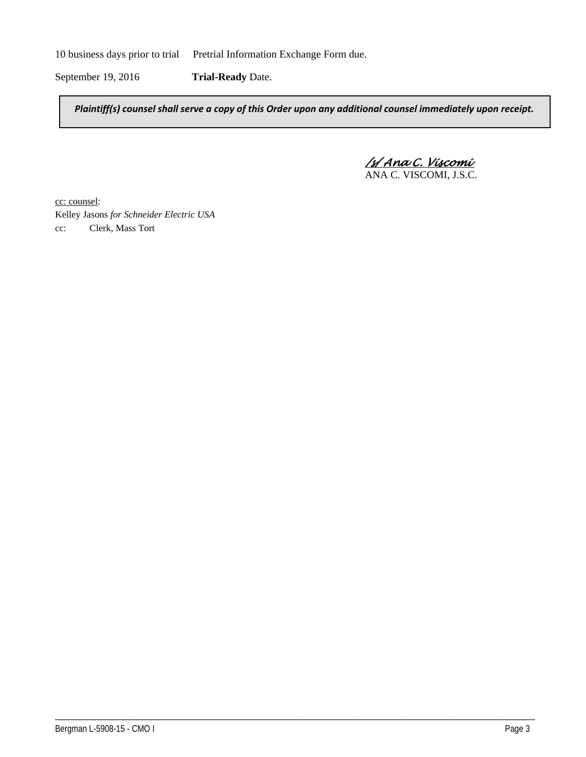| | |
|---|---|
| 10 business days prior to trial | Pretrial Information Exchange Form due. |
| September 19, 2016 | **Trial-Ready** Date. |

***Plaintiff(s) counsel shall serve a copy of this Order upon any additional counsel immediately upon receipt.***

/s/ Ana C. Viscomi
ANA C. VISCOMI, J.S.C.

cc: counsel:
Kelley Jasons *for Schneider Electric USA*
cc: Clerk, Mass Tort